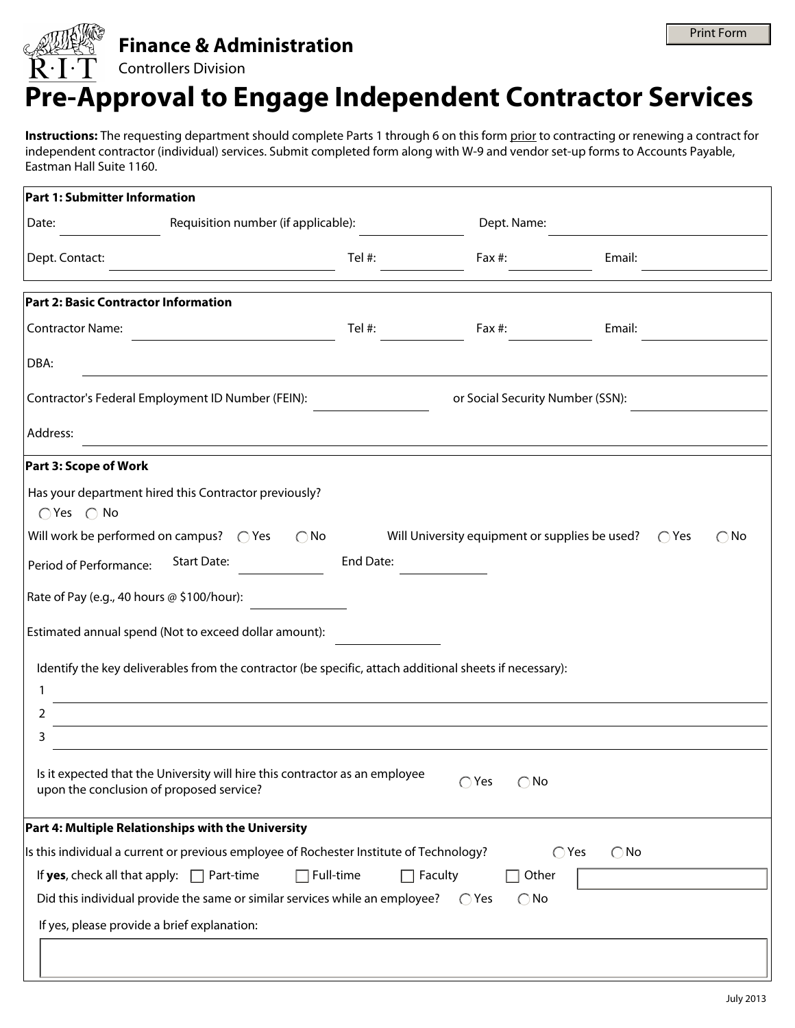**Finance & Administration**
Controllers Division

# Pre-Approval to Engage Independent Contractor Services

**Instructions:** The requesting department should complete Parts 1 through 6 on this form prior to contracting or renewing a contract for independent contractor (individual) services. Submit completed form along with W-9 and vendor set-up forms to Accounts Payable, Eastman Hall Suite 1160.

**Part 1: Submitter Information**

Date: ____________ Requisition number (if applicable): ____________ Dept. Name: ____________

Dept. Contact: ____________ Tel #: ____________ Fax #: ____________ Email: ____________

**Part 2: Basic Contractor Information**

Contractor Name: ____________ Tel #: ____________ Fax #: ____________ Email: ____________

DBA: ____________

Contractor's Federal Employment ID Number (FEIN): ____________ or Social Security Number (SSN): ____________

Address: ____________

**Part 3: Scope of Work**

Has your department hired this Contractor previously?
○ Yes ○ No

Will work be performed on campus? ○ Yes ○ No Will University equipment or supplies be used? ○ Yes ○ No

Period of Performance: Start Date: ____________ End Date: ____________

Rate of Pay (e.g., 40 hours @ $100/hour): ____________

Estimated annual spend (Not to exceed dollar amount): ____________

Identify the key deliverables from the contractor (be specific, attach additional sheets if necessary):

1 ____________
2 ____________
3 ____________

Is it expected that the University will hire this contractor as an employee upon the conclusion of proposed service? ○ Yes ○ No

**Part 4: Multiple Relationships with the University**

Is this individual a current or previous employee of Rochester Institute of Technology? ○ Yes ○ No

If **yes**, check all that apply: ☐ Part-time ☐ Full-time ☐ Faculty ☐ Other ____________

Did this individual provide the same or similar services while an employee? ○ Yes ○ No

If yes, please provide a brief explanation:

____________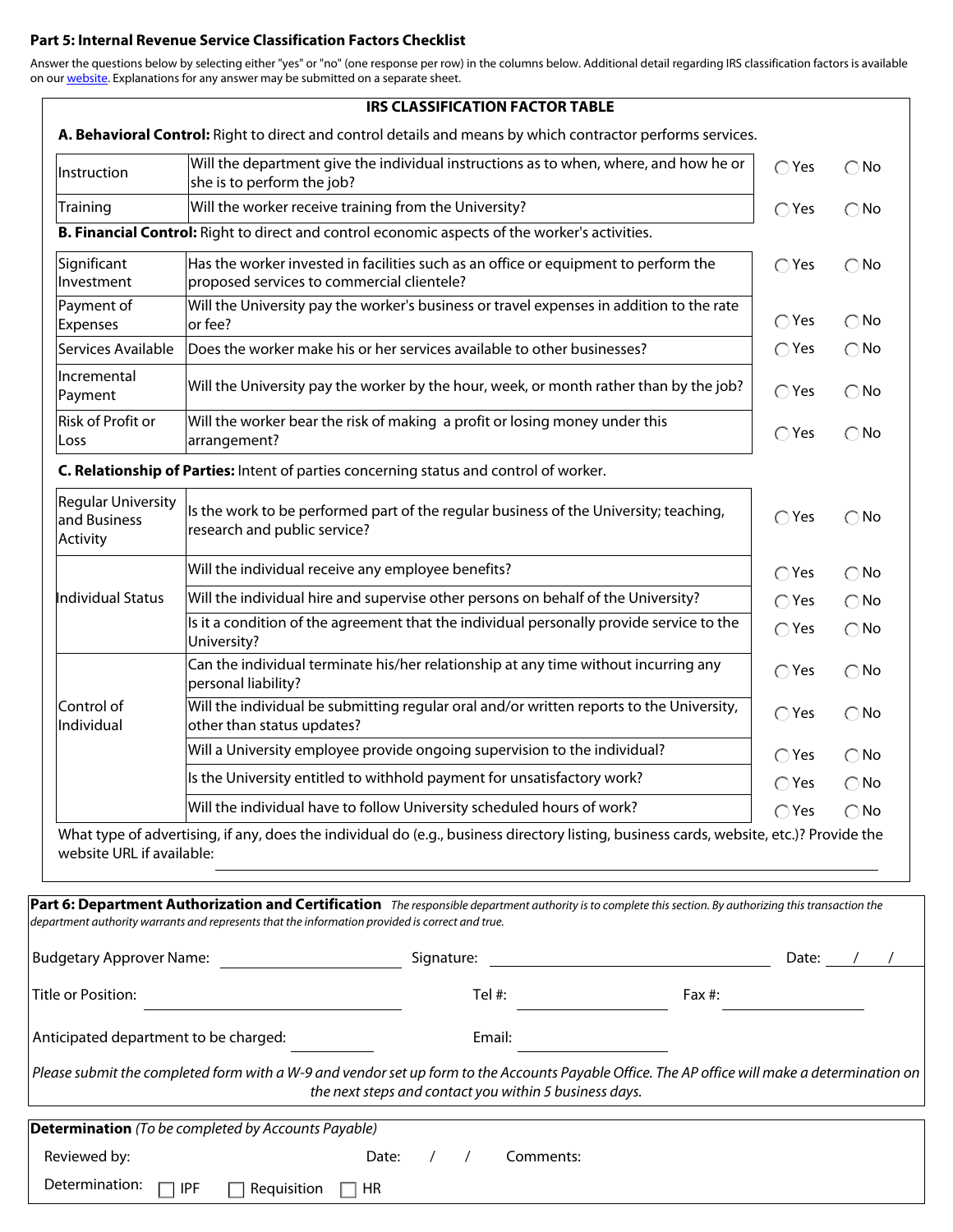**Part 5: Internal Revenue Service Classification Factors Checklist**

Answer the questions below by selecting either "yes" or "no" (one response per row) in the columns below. Additional detail regarding IRS classification factors is available on our website. Explanations for any answer may be submitted on a separate sheet.

**IRS CLASSIFICATION FACTOR TABLE**

**A. Behavioral Control:** Right to direct and control details and means by which contractor performs services.

| | | | |
|---|---|---|---|
| Instruction | Will the department give the individual instructions as to when, where, and how he or she is to perform the job? | ◯ Yes | ◯ No |
| Training | Will the worker receive training from the University? | ◯ Yes | ◯ No |

**B. Financial Control:** Right to direct and control economic aspects of the worker's activities.

| | | | |
|---|---|---|---|
| Significant Investment | Has the worker invested in facilities such as an office or equipment to perform the proposed services to commercial clientele? | ◯ Yes | ◯ No |
| Payment of Expenses | Will the University pay the worker's business or travel expenses in addition to the rate or fee? | ◯ Yes | ◯ No |
| Services Available | Does the worker make his or her services available to other businesses? | ◯ Yes | ◯ No |
| Incremental Payment | Will the University pay the worker by the hour, week, or month rather than by the job? | ◯ Yes | ◯ No |
| Risk of Profit or Loss | Will the worker bear the risk of making a profit or losing money under this arrangement? | ◯ Yes | ◯ No |

**C. Relationship of Parties:** Intent of parties concerning status and control of worker.

| | | | |
|---|---|---|---|
| Regular University and Business Activity | Is the work to be performed part of the regular business of the University; teaching, research and public service? | ◯ Yes | ◯ No |
| Individual Status | Will the individual receive any employee benefits? | ◯ Yes | ◯ No |
| | Will the individual hire and supervise other persons on behalf of the University? | ◯ Yes | ◯ No |
| | Is it a condition of the agreement that the individual personally provide service to the University? | ◯ Yes | ◯ No |
| Control of Individual | Can the individual terminate his/her relationship at any time without incurring any personal liability? | ◯ Yes | ◯ No |
| | Will the individual be submitting regular oral and/or written reports to the University, other than status updates? | ◯ Yes | ◯ No |
| | Will a University employee provide ongoing supervision to the individual? | ◯ Yes | ◯ No |
| | Is the University entitled to withhold payment for unsatisfactory work? | ◯ Yes | ◯ No |
| | Will the individual have to follow University scheduled hours of work? | ◯ Yes | ◯ No |

What type of advertising, if any, does the individual do (e.g., business directory listing, business cards, website, etc.)? Provide the website URL if available: ____________________

**Part 6: Department Authorization and Certification** *The responsible department authority is to complete this section. By authorizing this transaction the department authority warrants and represents that the information provided is correct and true.*

Budgetary Approver Name: ____________ Signature: ____________ Date: __/__/__

Title or Position: ____________ Tel #: ____________ Fax #: ____________

Anticipated department to be charged: ____________ Email: ____________

*Please submit the completed form with a W-9 and vendor set up form to the Accounts Payable Office. The AP office will make a determination on the next steps and contact you within 5 business days.*

**Determination** *(To be completed by Accounts Payable)*

Reviewed by: Date: / / Comments:

Determination: ☐ IPF ☐ Requisition ☐ HR